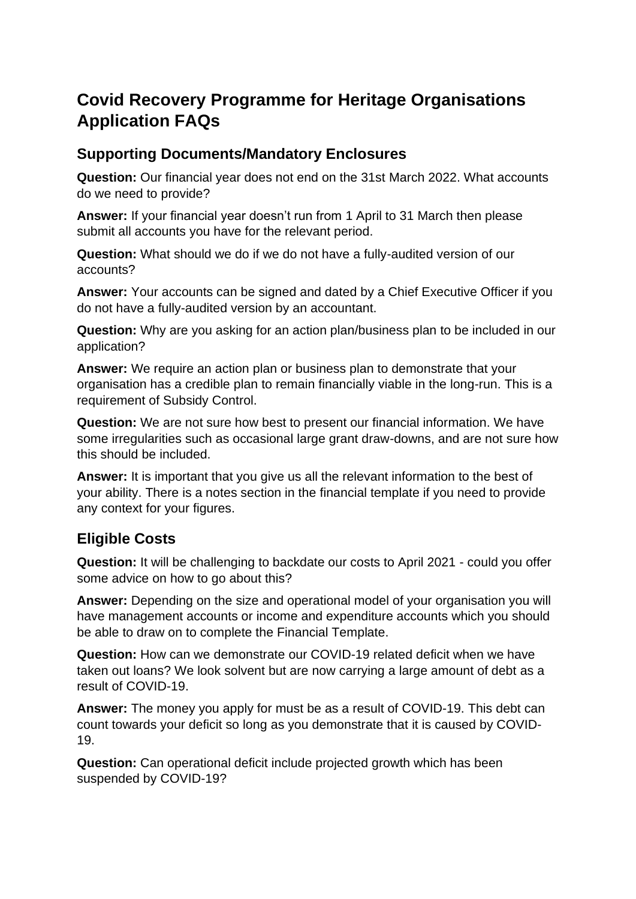# Covid Recovery Programme for Heritage Organisations Application FAQs

## Supporting Documents/Mandatory Enclosures

**Question:** Our financial year does not end on the 31st March 2022. What accounts do we need to provide?

**Answer:** If your financial year doesn't run from 1 April to 31 March then please submit all accounts you have for the relevant period.

**Question:** What should we do if we do not have a fully-audited version of our accounts?

**Answer:** Your accounts can be signed and dated by a Chief Executive Officer if you do not have a fully-audited version by an accountant.

**Question:** Why are you asking for an action plan/business plan to be included in our application?

**Answer:** We require an action plan or business plan to demonstrate that your organisation has a credible plan to remain financially viable in the long-run. This is a requirement of Subsidy Control.

**Question:** We are not sure how best to present our financial information. We have some irregularities such as occasional large grant draw-downs, and are not sure how this should be included.

**Answer:** It is important that you give us all the relevant information to the best of your ability. There is a notes section in the financial template if you need to provide any context for your figures.

## Eligible Costs

**Question:** It will be challenging to backdate our costs to April 2021 - could you offer some advice on how to go about this?

**Answer:** Depending on the size and operational model of your organisation you will have management accounts or income and expenditure accounts which you should be able to draw on to complete the Financial Template.

**Question:** How can we demonstrate our COVID-19 related deficit when we have taken out loans? We look solvent but are now carrying a large amount of debt as a result of COVID-19.

**Answer:** The money you apply for must be as a result of COVID-19. This debt can count towards your deficit so long as you demonstrate that it is caused by COVID-19.

**Question:** Can operational deficit include projected growth which has been suspended by COVID-19?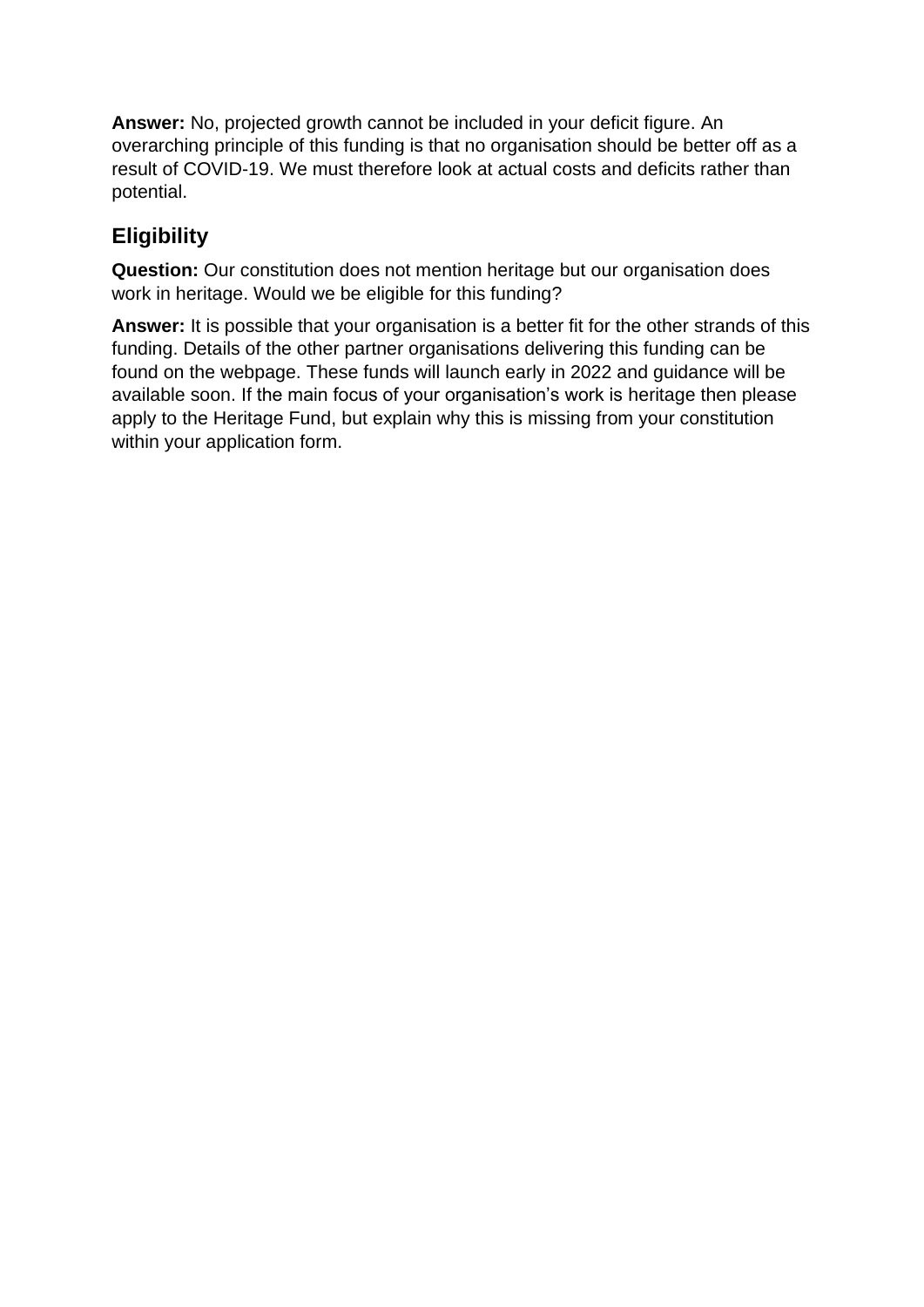**Answer:** No, projected growth cannot be included in your deficit figure. An overarching principle of this funding is that no organisation should be better off as a result of COVID-19. We must therefore look at actual costs and deficits rather than potential.

## Eligibility

**Question:** Our constitution does not mention heritage but our organisation does work in heritage. Would we be eligible for this funding?

**Answer:** It is possible that your organisation is a better fit for the other strands of this funding. Details of the other partner organisations delivering this funding can be found on the webpage. These funds will launch early in 2022 and guidance will be available soon. If the main focus of your organisation's work is heritage then please apply to the Heritage Fund, but explain why this is missing from your constitution within your application form.